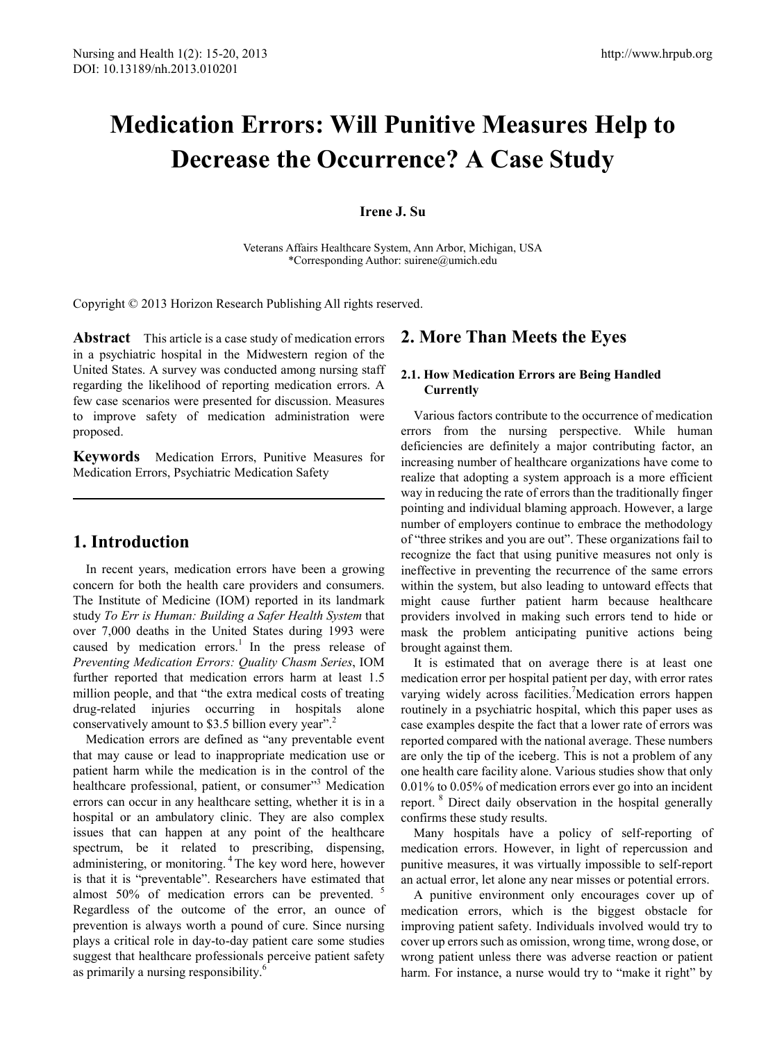# Medication Errors: Will Punitive Measures Help to Decrease the Occurrence? A Case Study

**Irene J. Su**

Veterans Affairs Healthcare System, Ann Arbor, Michigan, USA
*Corresponding Author: suirene@umich.edu

Copyright © 2013 Horizon Research Publishing All rights reserved.

**Abstract** This article is a case study of medication errors in a psychiatric hospital in the Midwestern region of the United States. A survey was conducted among nursing staff regarding the likelihood of reporting medication errors. A few case scenarios were presented for discussion. Measures to improve safety of medication administration were proposed.

**Keywords** Medication Errors, Punitive Measures for Medication Errors, Psychiatric Medication Safety

## 1. Introduction

In recent years, medication errors have been a growing concern for both the health care providers and consumers. The Institute of Medicine (IOM) reported in its landmark study *To Err is Human: Building a Safer Health System* that over 7,000 deaths in the United States during 1993 were caused by medication errors.[1] In the press release of *Preventing Medication Errors: Quality Chasm Series*, IOM further reported that medication errors harm at least 1.5 million people, and that "the extra medical costs of treating drug-related injuries occurring in hospitals alone conservatively amount to $3.5 billion every year".[2]

Medication errors are defined as "any preventable event that may cause or lead to inappropriate medication use or patient harm while the medication is in the control of the healthcare professional, patient, or consumer"[3] Medication errors can occur in any healthcare setting, whether it is in a hospital or an ambulatory clinic. They are also complex issues that can happen at any point of the healthcare spectrum, be it related to prescribing, dispensing, administering, or monitoring.[4] The key word here, however is that it is "preventable". Researchers have estimated that almost 50% of medication errors can be prevented.[5] Regardless of the outcome of the error, an ounce of prevention is always worth a pound of cure. Since nursing plays a critical role in day-to-day patient care some studies suggest that healthcare professionals perceive patient safety as primarily a nursing responsibility.[6]

## 2. More Than Meets the Eyes

### 2.1. How Medication Errors are Being Handled Currently

Various factors contribute to the occurrence of medication errors from the nursing perspective. While human deficiencies are definitely a major contributing factor, an increasing number of healthcare organizations have come to realize that adopting a system approach is a more efficient way in reducing the rate of errors than the traditionally finger pointing and individual blaming approach. However, a large number of employers continue to embrace the methodology of "three strikes and you are out". These organizations fail to recognize the fact that using punitive measures not only is ineffective in preventing the recurrence of the same errors within the system, but also leading to untoward effects that might cause further patient harm because healthcare providers involved in making such errors tend to hide or mask the problem anticipating punitive actions being brought against them.

It is estimated that on average there is at least one medication error per hospital patient per day, with error rates varying widely across facilities.[7] Medication errors happen routinely in a psychiatric hospital, which this paper uses as case examples despite the fact that a lower rate of errors was reported compared with the national average. These numbers are only the tip of the iceberg. This is not a problem of any one health care facility alone. Various studies show that only 0.01% to 0.05% of medication errors ever go into an incident report.[8] Direct daily observation in the hospital generally confirms these study results.

Many hospitals have a policy of self-reporting of medication errors. However, in light of repercussion and punitive measures, it was virtually impossible to self-report an actual error, let alone any near misses or potential errors.

A punitive environment only encourages cover up of medication errors, which is the biggest obstacle for improving patient safety. Individuals involved would try to cover up errors such as omission, wrong time, wrong dose, or wrong patient unless there was adverse reaction or patient harm. For instance, a nurse would try to "make it right" by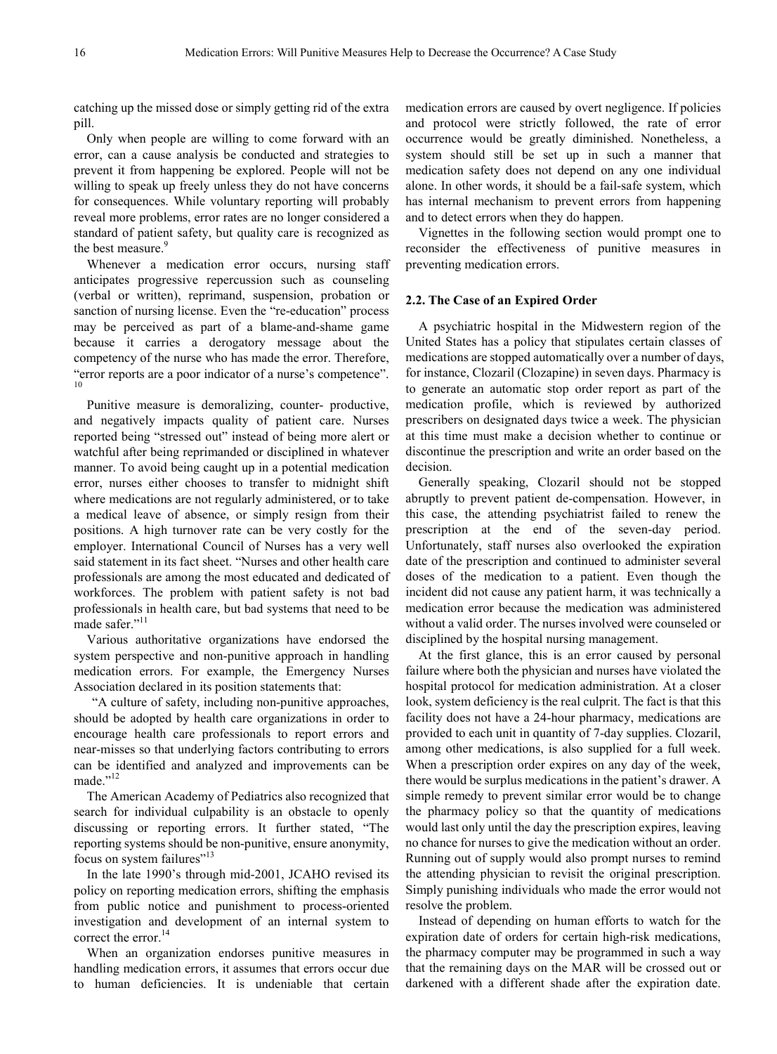catching up the missed dose or simply getting rid of the extra pill.

Only when people are willing to come forward with an error, can a cause analysis be conducted and strategies to prevent it from happening be explored. People will not be willing to speak up freely unless they do not have concerns for consequences. While voluntary reporting will probably reveal more problems, error rates are no longer considered a standard of patient safety, but quality care is recognized as the best measure.[9]

Whenever a medication error occurs, nursing staff anticipates progressive repercussion such as counseling (verbal or written), reprimand, suspension, probation or sanction of nursing license. Even the "re-education" process may be perceived as part of a blame-and-shame game because it carries a derogatory message about the competency of the nurse who has made the error. Therefore, "error reports are a poor indicator of a nurse's competence".[10]

Punitive measure is demoralizing, counter- productive, and negatively impacts quality of patient care. Nurses reported being "stressed out" instead of being more alert or watchful after being reprimanded or disciplined in whatever manner. To avoid being caught up in a potential medication error, nurses either chooses to transfer to midnight shift where medications are not regularly administered, or to take a medical leave of absence, or simply resign from their positions. A high turnover rate can be very costly for the employer. International Council of Nurses has a very well said statement in its fact sheet. "Nurses and other health care professionals are among the most educated and dedicated of workforces. The problem with patient safety is not bad professionals in health care, but bad systems that need to be made safer."[11]

Various authoritative organizations have endorsed the system perspective and non-punitive approach in handling medication errors. For example, the Emergency Nurses Association declared in its position statements that:

"A culture of safety, including non-punitive approaches, should be adopted by health care organizations in order to encourage health care professionals to report errors and near-misses so that underlying factors contributing to errors can be identified and analyzed and improvements can be made."[12]

The American Academy of Pediatrics also recognized that search for individual culpability is an obstacle to openly discussing or reporting errors. It further stated, "The reporting systems should be non-punitive, ensure anonymity, focus on system failures"[13]

In the late 1990's through mid-2001, JCAHO revised its policy on reporting medication errors, shifting the emphasis from public notice and punishment to process-oriented investigation and development of an internal system to correct the error.[14]

When an organization endorses punitive measures in handling medication errors, it assumes that errors occur due to human deficiencies. It is undeniable that certain medication errors are caused by overt negligence. If policies and protocol were strictly followed, the rate of error occurrence would be greatly diminished. Nonetheless, a system should still be set up in such a manner that medication safety does not depend on any one individual alone. In other words, it should be a fail-safe system, which has internal mechanism to prevent errors from happening and to detect errors when they do happen.

Vignettes in the following section would prompt one to reconsider the effectiveness of punitive measures in preventing medication errors.

### 2.2. The Case of an Expired Order

A psychiatric hospital in the Midwestern region of the United States has a policy that stipulates certain classes of medications are stopped automatically over a number of days, for instance, Clozaril (Clozapine) in seven days. Pharmacy is to generate an automatic stop order report as part of the medication profile, which is reviewed by authorized prescribers on designated days twice a week. The physician at this time must make a decision whether to continue or discontinue the prescription and write an order based on the decision.

Generally speaking, Clozaril should not be stopped abruptly to prevent patient de-compensation. However, in this case, the attending psychiatrist failed to renew the prescription at the end of the seven-day period. Unfortunately, staff nurses also overlooked the expiration date of the prescription and continued to administer several doses of the medication to a patient. Even though the incident did not cause any patient harm, it was technically a medication error because the medication was administered without a valid order. The nurses involved were counseled or disciplined by the hospital nursing management.

At the first glance, this is an error caused by personal failure where both the physician and nurses have violated the hospital protocol for medication administration. At a closer look, system deficiency is the real culprit. The fact is that this facility does not have a 24-hour pharmacy, medications are provided to each unit in quantity of 7-day supplies. Clozaril, among other medications, is also supplied for a full week. When a prescription order expires on any day of the week, there would be surplus medications in the patient's drawer. A simple remedy to prevent similar error would be to change the pharmacy policy so that the quantity of medications would last only until the day the prescription expires, leaving no chance for nurses to give the medication without an order. Running out of supply would also prompt nurses to remind the attending physician to revisit the original prescription. Simply punishing individuals who made the error would not resolve the problem.

Instead of depending on human efforts to watch for the expiration date of orders for certain high-risk medications, the pharmacy computer may be programmed in such a way that the remaining days on the MAR will be crossed out or darkened with a different shade after the expiration date.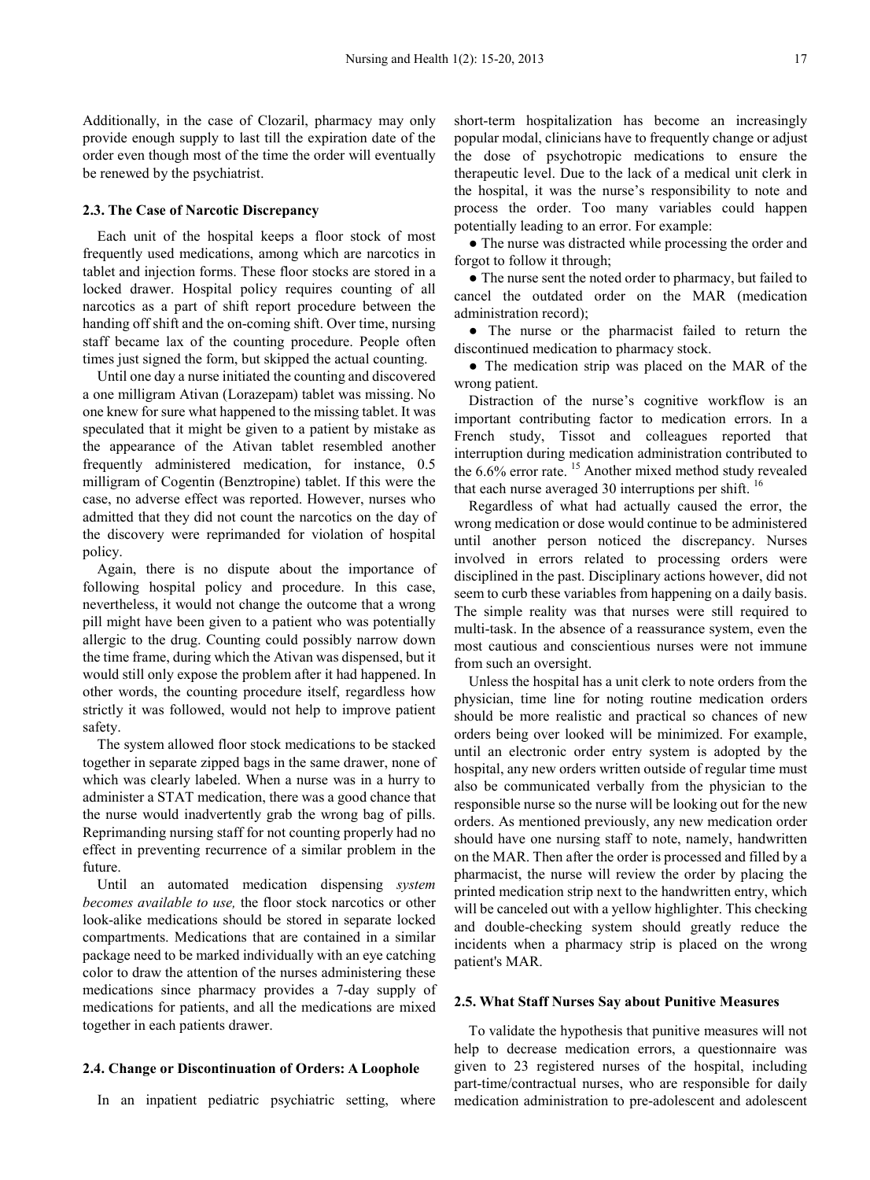Additionally, in the case of Clozaril, pharmacy may only provide enough supply to last till the expiration date of the order even though most of the time the order will eventually be renewed by the psychiatrist.

### 2.3. The Case of Narcotic Discrepancy

Each unit of the hospital keeps a floor stock of most frequently used medications, among which are narcotics in tablet and injection forms. These floor stocks are stored in a locked drawer. Hospital policy requires counting of all narcotics as a part of shift report procedure between the handing off shift and the on-coming shift. Over time, nursing staff became lax of the counting procedure. People often times just signed the form, but skipped the actual counting.

Until one day a nurse initiated the counting and discovered a one milligram Ativan (Lorazepam) tablet was missing. No one knew for sure what happened to the missing tablet. It was speculated that it might be given to a patient by mistake as the appearance of the Ativan tablet resembled another frequently administered medication, for instance, 0.5 milligram of Cogentin (Benztropine) tablet. If this were the case, no adverse effect was reported. However, nurses who admitted that they did not count the narcotics on the day of the discovery were reprimanded for violation of hospital policy.

Again, there is no dispute about the importance of following hospital policy and procedure. In this case, nevertheless, it would not change the outcome that a wrong pill might have been given to a patient who was potentially allergic to the drug. Counting could possibly narrow down the time frame, during which the Ativan was dispensed, but it would still only expose the problem after it had happened. In other words, the counting procedure itself, regardless how strictly it was followed, would not help to improve patient safety.

The system allowed floor stock medications to be stacked together in separate zipped bags in the same drawer, none of which was clearly labeled. When a nurse was in a hurry to administer a STAT medication, there was a good chance that the nurse would inadvertently grab the wrong bag of pills. Reprimanding nursing staff for not counting properly had no effect in preventing recurrence of a similar problem in the future.

Until an automated medication dispensing *system becomes available to use,* the floor stock narcotics or other look-alike medications should be stored in separate locked compartments. Medications that are contained in a similar package need to be marked individually with an eye catching color to draw the attention of the nurses administering these medications since pharmacy provides a 7-day supply of medications for patients, and all the medications are mixed together in each patients drawer.

### 2.4. Change or Discontinuation of Orders: A Loophole

In an inpatient pediatric psychiatric setting, where short-term hospitalization has become an increasingly popular modal, clinicians have to frequently change or adjust the dose of psychotropic medications to ensure the therapeutic level. Due to the lack of a medical unit clerk in the hospital, it was the nurse's responsibility to note and process the order. Too many variables could happen potentially leading to an error. For example:

- The nurse was distracted while processing the order and forgot to follow it through;
- The nurse sent the noted order to pharmacy, but failed to cancel the outdated order on the MAR (medication administration record);
- The nurse or the pharmacist failed to return the discontinued medication to pharmacy stock.
- The medication strip was placed on the MAR of the wrong patient.

Distraction of the nurse's cognitive workflow is an important contributing factor to medication errors. In a French study, Tissot and colleagues reported that interruption during medication administration contributed to the 6.6% error rate. [15] Another mixed method study revealed that each nurse averaged 30 interruptions per shift. [16]

Regardless of what had actually caused the error, the wrong medication or dose would continue to be administered until another person noticed the discrepancy. Nurses involved in errors related to processing orders were disciplined in the past. Disciplinary actions however, did not seem to curb these variables from happening on a daily basis. The simple reality was that nurses were still required to multi-task. In the absence of a reassurance system, even the most cautious and conscientious nurses were not immune from such an oversight.

Unless the hospital has a unit clerk to note orders from the physician, time line for noting routine medication orders should be more realistic and practical so chances of new orders being over looked will be minimized. For example, until an electronic order entry system is adopted by the hospital, any new orders written outside of regular time must also be communicated verbally from the physician to the responsible nurse so the nurse will be looking out for the new orders. As mentioned previously, any new medication order should have one nursing staff to note, namely, handwritten on the MAR. Then after the order is processed and filled by a pharmacist, the nurse will review the order by placing the printed medication strip next to the handwritten entry, which will be canceled out with a yellow highlighter. This checking and double-checking system should greatly reduce the incidents when a pharmacy strip is placed on the wrong patient's MAR.

### 2.5. What Staff Nurses Say about Punitive Measures

To validate the hypothesis that punitive measures will not help to decrease medication errors, a questionnaire was given to 23 registered nurses of the hospital, including part-time/contractual nurses, who are responsible for daily medication administration to pre-adolescent and adolescent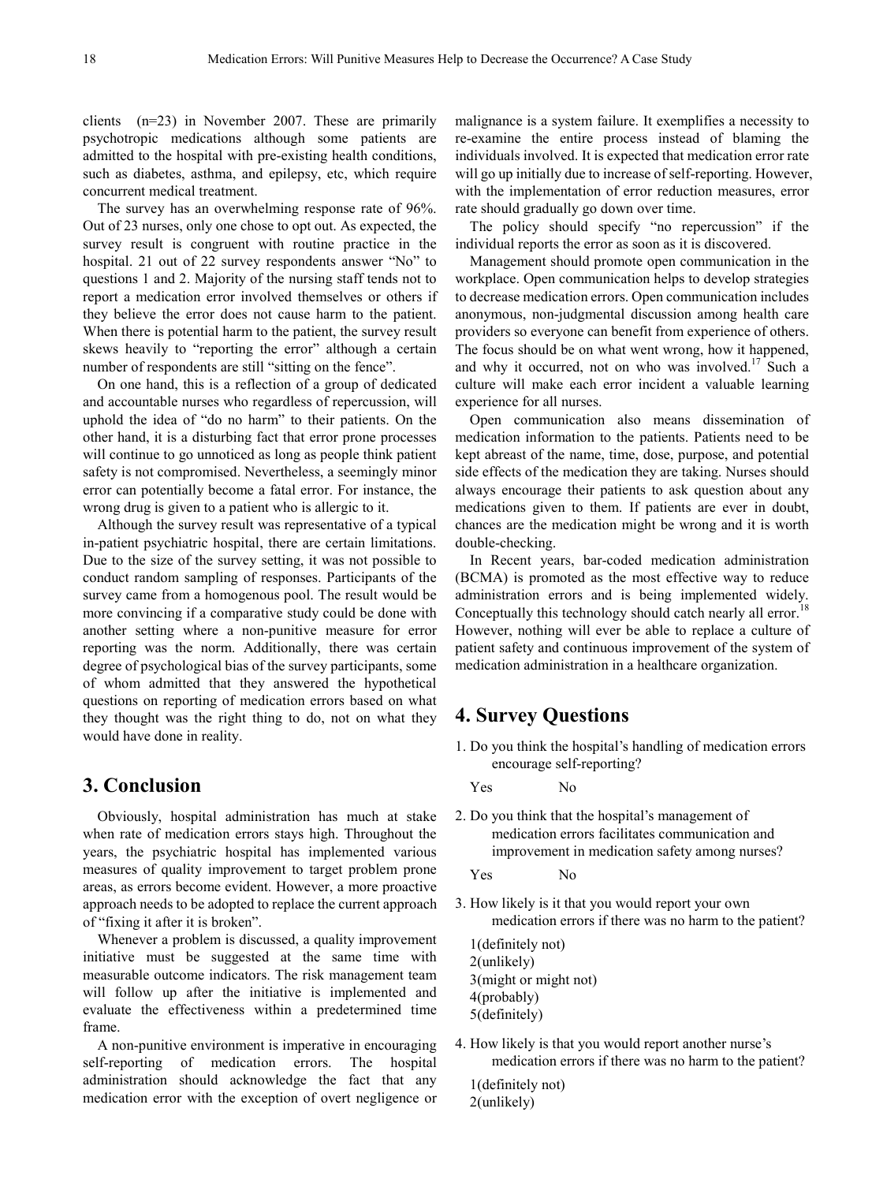clients (n=23) in November 2007. These are primarily psychotropic medications although some patients are admitted to the hospital with pre-existing health conditions, such as diabetes, asthma, and epilepsy, etc, which require concurrent medical treatment.

The survey has an overwhelming response rate of 96%. Out of 23 nurses, only one chose to opt out. As expected, the survey result is congruent with routine practice in the hospital. 21 out of 22 survey respondents answer "No" to questions 1 and 2. Majority of the nursing staff tends not to report a medication error involved themselves or others if they believe the error does not cause harm to the patient. When there is potential harm to the patient, the survey result skews heavily to "reporting the error" although a certain number of respondents are still "sitting on the fence".

On one hand, this is a reflection of a group of dedicated and accountable nurses who regardless of repercussion, will uphold the idea of "do no harm" to their patients. On the other hand, it is a disturbing fact that error prone processes will continue to go unnoticed as long as people think patient safety is not compromised. Nevertheless, a seemingly minor error can potentially become a fatal error. For instance, the wrong drug is given to a patient who is allergic to it.

Although the survey result was representative of a typical in-patient psychiatric hospital, there are certain limitations. Due to the size of the survey setting, it was not possible to conduct random sampling of responses. Participants of the survey came from a homogenous pool. The result would be more convincing if a comparative study could be done with another setting where a non-punitive measure for error reporting was the norm. Additionally, there was certain degree of psychological bias of the survey participants, some of whom admitted that they answered the hypothetical questions on reporting of medication errors based on what they thought was the right thing to do, not on what they would have done in reality.

## 3. Conclusion

Obviously, hospital administration has much at stake when rate of medication errors stays high. Throughout the years, the psychiatric hospital has implemented various measures of quality improvement to target problem prone areas, as errors become evident. However, a more proactive approach needs to be adopted to replace the current approach of "fixing it after it is broken".

Whenever a problem is discussed, a quality improvement initiative must be suggested at the same time with measurable outcome indicators. The risk management team will follow up after the initiative is implemented and evaluate the effectiveness within a predetermined time frame.

A non-punitive environment is imperative in encouraging self-reporting of medication errors. The hospital administration should acknowledge the fact that any medication error with the exception of overt negligence or malignance is a system failure. It exemplifies a necessity to re-examine the entire process instead of blaming the individuals involved. It is expected that medication error rate will go up initially due to increase of self-reporting. However, with the implementation of error reduction measures, error rate should gradually go down over time.

The policy should specify "no repercussion" if the individual reports the error as soon as it is discovered.

Management should promote open communication in the workplace. Open communication helps to develop strategies to decrease medication errors. Open communication includes anonymous, non-judgmental discussion among health care providers so everyone can benefit from experience of others. The focus should be on what went wrong, how it happened, and why it occurred, not on who was involved.[17] Such a culture will make each error incident a valuable learning experience for all nurses.

Open communication also means dissemination of medication information to the patients. Patients need to be kept abreast of the name, time, dose, purpose, and potential side effects of the medication they are taking. Nurses should always encourage their patients to ask question about any medications given to them. If patients are ever in doubt, chances are the medication might be wrong and it is worth double-checking.

In Recent years, bar-coded medication administration (BCMA) is promoted as the most effective way to reduce administration errors and is being implemented widely. Conceptually this technology should catch nearly all error.[18] However, nothing will ever be able to replace a culture of patient safety and continuous improvement of the system of medication administration in a healthcare organization.

## 4. Survey Questions

1. Do you think the hospital's handling of medication errors encourage self-reporting?

   Yes  No

2. Do you think that the hospital's management of medication errors facilitates communication and improvement in medication safety among nurses?

   Yes  No

3. How likely is it that you would report your own medication errors if there was no harm to the patient?

   1(definitely not)
   2(unlikely)
   3(might or might not)
   4(probably)
   5(definitely)

4. How likely is that you would report another nurse's medication errors if there was no harm to the patient?

   1(definitely not)
   2(unlikely)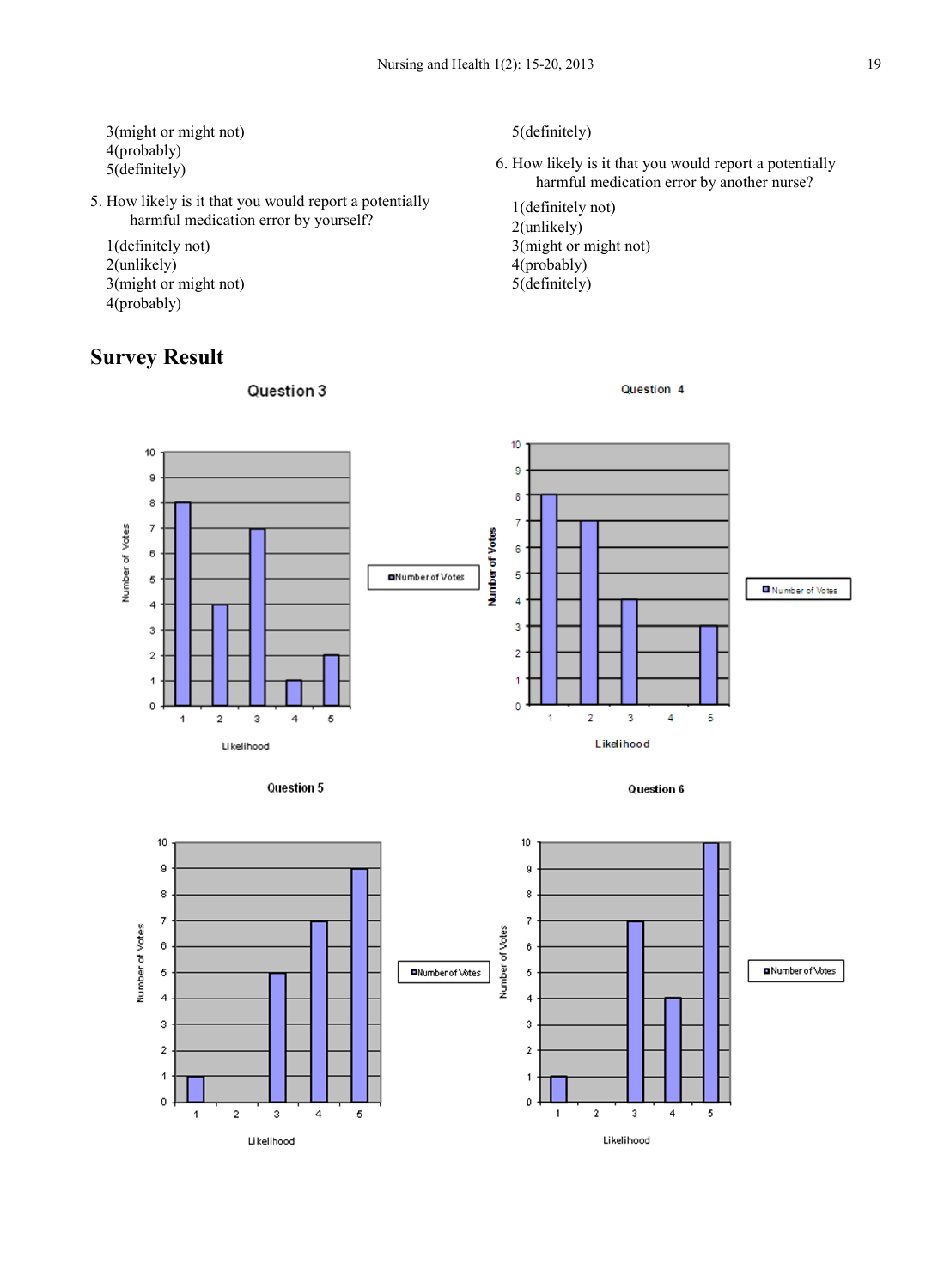3(might or might not)
4(probably)
5(definitely)

5. How likely is it that you would report a potentially harmful medication error by yourself?

1(definitely not)
2(unlikely)
3(might or might not)
4(probably)
5(definitely)

6. How likely is it that you would report a potentially harmful medication error by another nurse?

1(definitely not)
2(unlikely)
3(might or might not)
4(probably)
5(definitely)

## Survey Result

Question 3

Question 4

Question 5

Question 6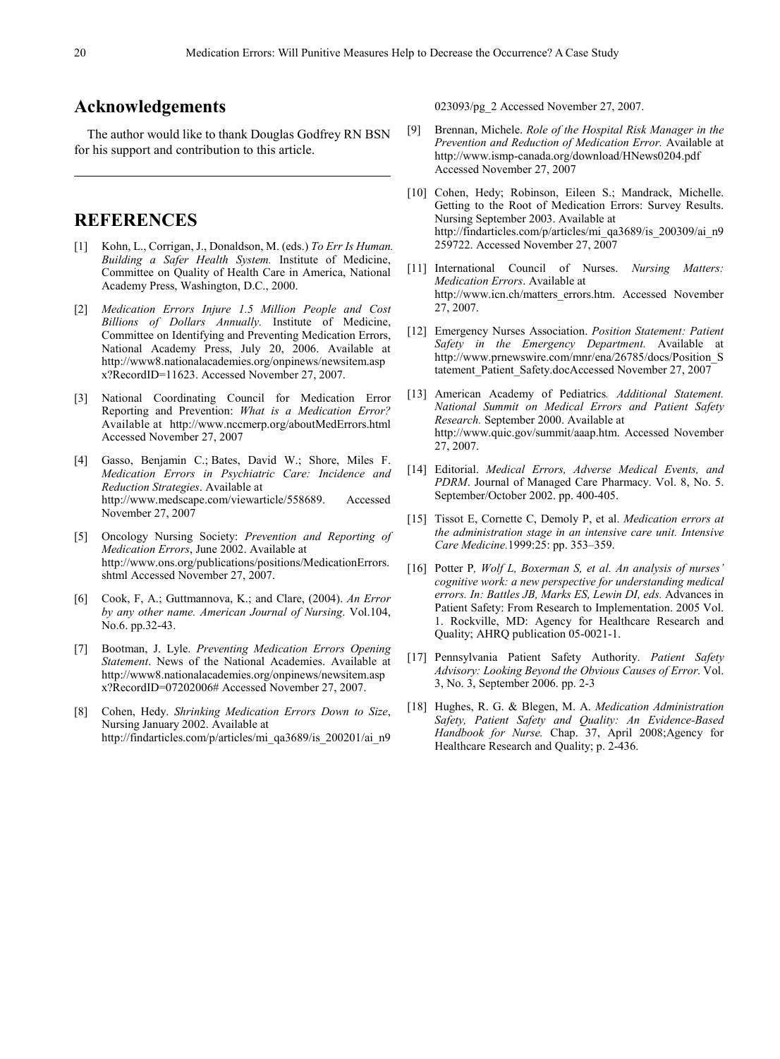## Acknowledgements

The author would like to thank Douglas Godfrey RN BSN for his support and contribution to this article.

---

## REFERENCES

[1] Kohn, L., Corrigan, J., Donaldson, M. (eds.) *To Err Is Human. Building a Safer Health System.* Institute of Medicine, Committee on Quality of Health Care in America, National Academy Press, Washington, D.C., 2000.

[2] *Medication Errors Injure 1.5 Million People and Cost Billions of Dollars Annually.* Institute of Medicine, Committee on Identifying and Preventing Medication Errors, National Academy Press, July 20, 2006. Available at http://www8.nationalacademies.org/onpinews/newsitem.aspx?RecordID=11623. Accessed November 27, 2007.

[3] National Coordinating Council for Medication Error Reporting and Prevention: *What is a Medication Error?* Available at http://www.nccmerp.org/aboutMedErrors.html Accessed November 27, 2007

[4] Gasso, Benjamin C.; Bates, David W.; Shore, Miles F. *Medication Errors in Psychiatric Care: Incidence and Reduction Strategies*. Available at http://www.medscape.com/viewarticle/558689. Accessed November 27, 2007

[5] Oncology Nursing Society: *Prevention and Reporting of Medication Errors*, June 2002. Available at http://www.ons.org/publications/positions/MedicationErrors.shtml Accessed November 27, 2007.

[6] Cook, F, A.; Guttmannova, K.; and Clare, (2004). *An Error by any other name. American Journal of Nursing*. Vol.104, No.6. pp.32-43.

[7] Bootman, J. Lyle. *Preventing Medication Errors Opening Statement*. News of the National Academies. Available at http://www8.nationalacademies.org/onpinews/newsitem.aspx?RecordID=07202006# Accessed November 27, 2007.

[8] Cohen, Hedy. *Shrinking Medication Errors Down to Size*, Nursing January 2002. Available at http://findarticles.com/p/articles/mi_qa3689/is_200201/ai_n9023093/pg_2 Accessed November 27, 2007.

[9] Brennan, Michele. *Role of the Hospital Risk Manager in the Prevention and Reduction of Medication Error.* Available at http://www.ismp-canada.org/download/HNews0204.pdf Accessed November 27, 2007

[10] Cohen, Hedy; Robinson, Eileen S.; Mandrack, Michelle. Getting to the Root of Medication Errors: Survey Results. Nursing September 2003. Available at http://findarticles.com/p/articles/mi_qa3689/is_200309/ai_n9259722. Accessed November 27, 2007

[11] International Council of Nurses. *Nursing Matters: Medication Errors*. Available at http://www.icn.ch/matters_errors.htm. Accessed November 27, 2007.

[12] Emergency Nurses Association. *Position Statement: Patient Safety in the Emergency Department.* Available at http://www.prnewswire.com/mnr/ena/26785/docs/Position_Statement_Patient_Safety.docAccessed November 27, 2007

[13] American Academy of Pediatrics*. Additional Statement. National Summit on Medical Errors and Patient Safety Research.* September 2000. Available at http://www.quic.gov/summit/aaap.htm. Accessed November 27, 2007.

[14] Editorial. *Medical Errors, Adverse Medical Events, and PDRM*. Journal of Managed Care Pharmacy. Vol. 8, No. 5. September/October 2002. pp. 400-405.

[15] Tissot E, Cornette C, Demoly P, et al. *Medication errors at the administration stage in an intensive care unit. Intensive Care Medicine.*1999:25: pp. 353–359.

[16] Potter P*, Wolf L, Boxerman S, et al. An analysis of nurses' cognitive work: a new perspective for understanding medical errors. In: Battles JB, Marks ES, Lewin DI, eds.* Advances in Patient Safety: From Research to Implementation. 2005 Vol. 1. Rockville, MD: Agency for Healthcare Research and Quality; AHRQ publication 05-0021-1.

[17] Pennsylvania Patient Safety Authority. *Patient Safety Advisory: Looking Beyond the Obvious Causes of Error*. Vol. 3, No. 3, September 2006. pp. 2-3

[18] Hughes, R. G. & Blegen, M. A. *Medication Administration Safety, Patient Safety and Quality: An Evidence-Based Handbook for Nurse.* Chap. 37, April 2008;Agency for Healthcare Research and Quality; p. 2-436.